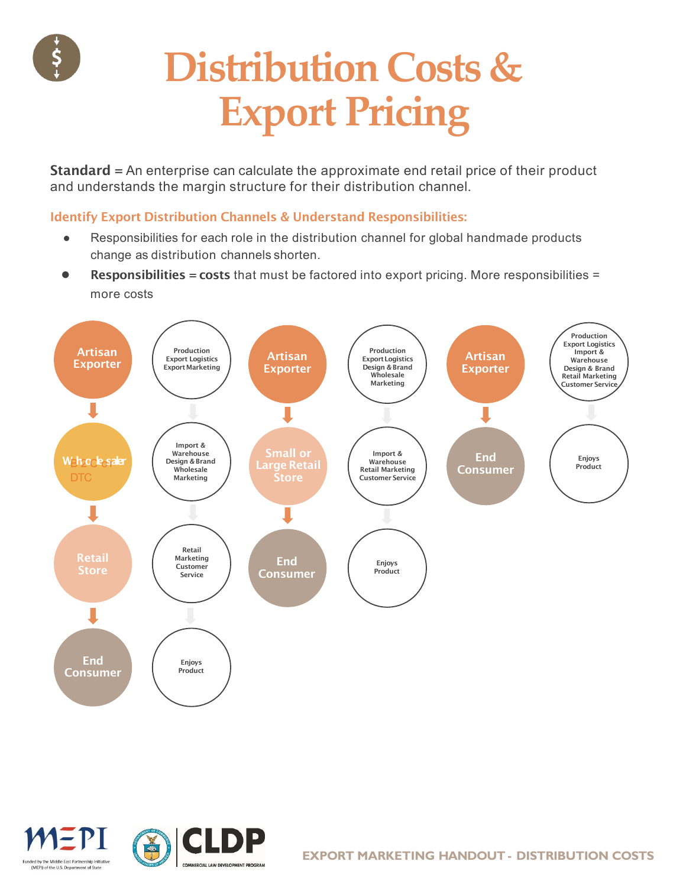# Distribution Costs & Export Pricing

**Standard** = An enterprise can calculate the approximate end retail price of their product and understands the margin structure for their distribution channel.

## Identify Export Distribution Channels & Understand Responsibilities:

- Responsibilities for each role in the distribution channel for global handmade products change as distribution channels shorten.
- **Responsibilities** = **costs** that must be factored into export pricing. More responsibilities = more costs

**Channel 1**

| Role | Responsibilities |
| --- | --- |
| Artisan Exporter | Production, Export Logistics, Export Marketing |
| Wholesaler | Import & Warehouse, Design & Brand, Wholesale Marketing |
| Retail Store | Retail Marketing, Customer Service |
| End Consumer | Enjoys Product |

**Channel 2**

| Role | Responsibilities |
| --- | --- |
| Artisan Exporter | Production, Export Logistics, Design & Brand, Wholesale Marketing |
| Small or Large Retail Store | Import & Warehouse, Retail Marketing, Customer Service |
| End Consumer | Enjoys Product |

**Channel 3 (B2C / DTC)**

| Role | Responsibilities |
| --- | --- |
| Artisan Exporter | Production, Export Logistics, Import & Warehouse, Design & Brand, Retail Marketing, Customer Service |
| End Consumer | Enjoys Product |

Funded by the Middle East Partnership Initiative (MEPI) of the U.S. Department of State

CLDP COMMERCIAL LAW DEVELOPMENT PROGRAM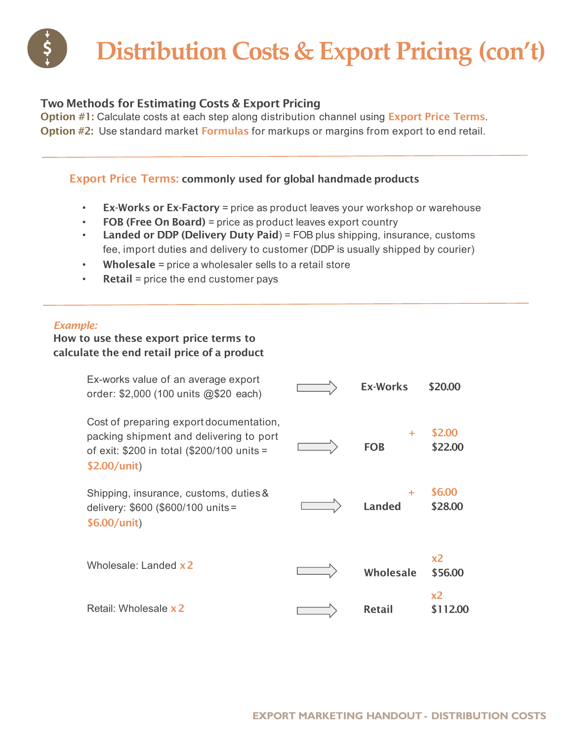# Distribution Costs & Export Pricing (con't)

**Two Methods for Estimating Costs & Export Pricing**

**Option #1:** Calculate costs at each step along distribution channel using **Export Price Terms**.

**Option #2:** Use standard market **Formulas** for markups or margins from export to end retail.

---

**Export Price Terms: commonly used for global handmade products**

- **Ex-Works or Ex-Factory** = price as product leaves your workshop or warehouse
- **FOB (Free On Board)** = price as product leaves export country
- **Landed or DDP (Delivery Duty Paid)** = FOB plus shipping, insurance, customs fee, import duties and delivery to customer (DDP is usually shipped by courier)
- **Wholesale** = price a wholesaler sells to a retail store
- **Retail** = price the end customer pays

---

*Example:*

**How to use these export price terms to calculate the end retail price of a product**

| Description | | Term | Adjustment | Price |
|---|---|---|---|---|
| Ex-works value of an average export order: $2,000 (100 units @$20 each) | → | **Ex-Works** | | $20.00 |
| Cost of preparing export documentation, packing shipment and delivering to port of exit: $200 in total ($200/100 units = **$2.00/unit**) | → | **FOB** | + $2.00 | $22.00 |
| Shipping, insurance, customs, duties & delivery: $600 ($600/100 units = **$6.00/unit**) | → | **Landed** | + $6.00 | $28.00 |
| Wholesale: Landed **x 2** | → | **Wholesale** | x2 | $56.00 |
| Retail: Wholesale **x 2** | → | **Retail** | x2 | $112.00 |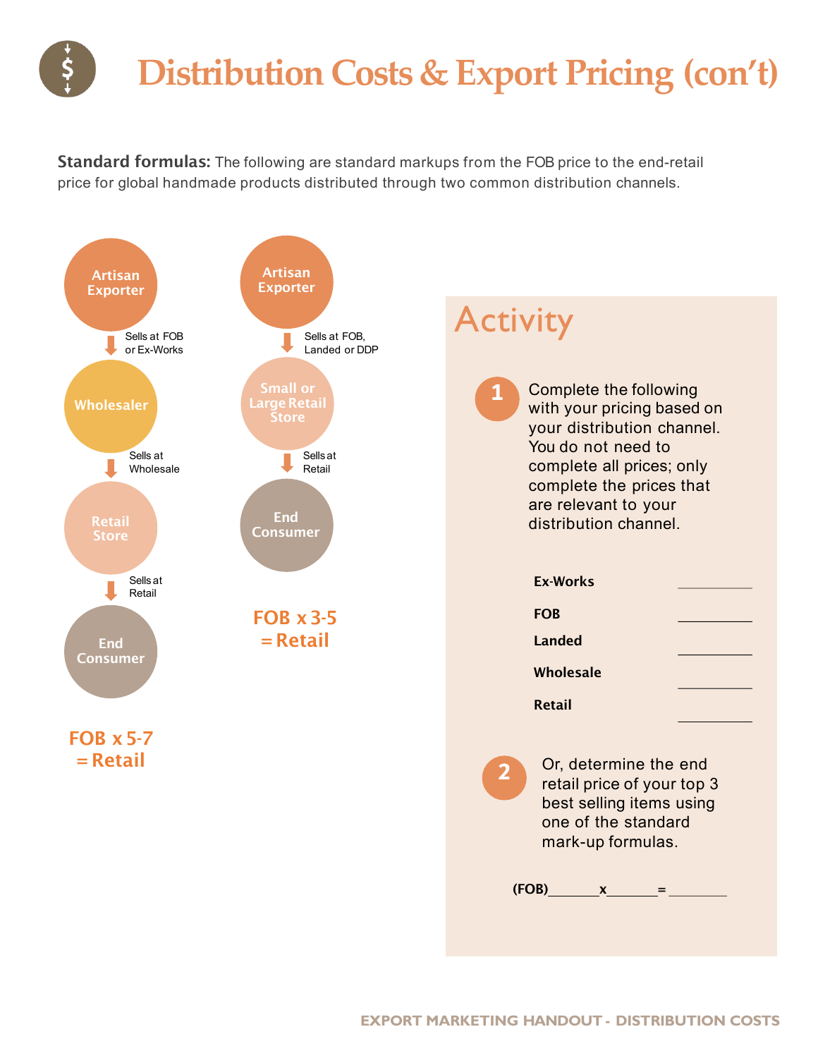# Distribution Costs & Export Pricing (con't)

**Standard formulas:** The following are standard markups from the FOB price to the end-retail price for global handmade products distributed through two common distribution channels.

Artisan Exporter

Sells at FOB or Ex-Works

Wholesaler

Sells at Wholesale

Retail Store

Sells at Retail

End Consumer

**FOB x 5-7 = Retail**

Artisan Exporter

Sells at FOB, Landed or DDP

Small or Large Retail Store

Sells at Retail

End Consumer

**FOB x 3-5 = Retail**

## Activity

**1** Complete the following with your pricing based on your distribution channel. You do not need to complete all prices; only complete the prices that are relevant to your distribution channel.

**Ex-Works** __________

**FOB** __________

**Landed** __________

**Wholesale** __________

**Retail** __________

**2** Or, determine the end retail price of your top 3 best selling items using one of the standard mark-up formulas.

**(FOB)**_______**x**_______**=** ________